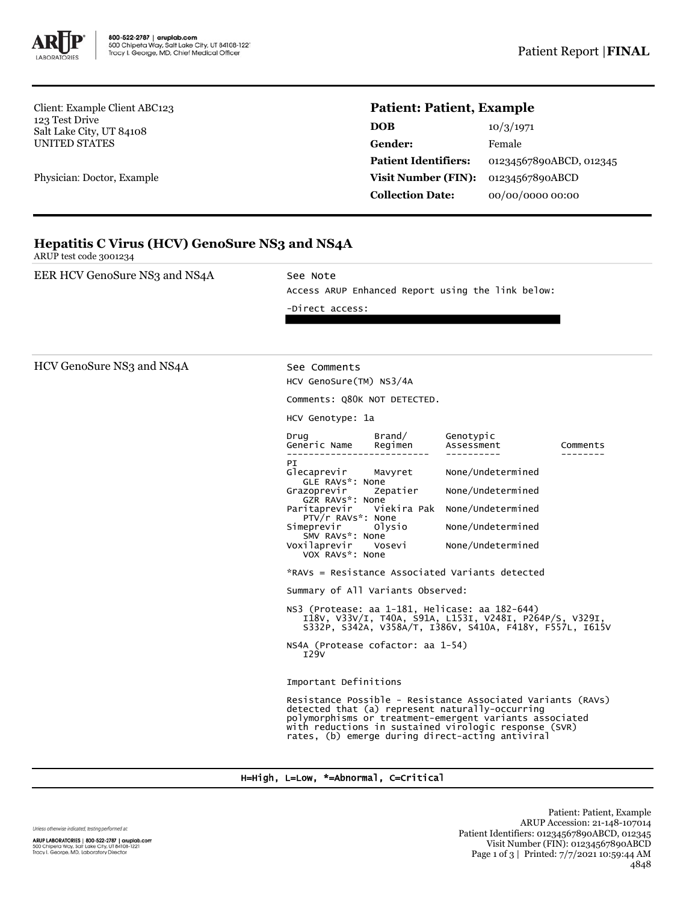Client: Example Client ABC123
123 Test Drive
Salt Lake City, UT 84108
UNITED STATES

Physician: Doctor, Example

**Patient: Patient, Example**

| | |
|---|---|
| **DOB** | 10/3/1971 |
| **Gender:** | Female |
| **Patient Identifiers:** | 01234567890ABCD, 012345 |
| **Visit Number (FIN):** | 01234567890ABCD |
| **Collection Date:** | 00/00/0000 00:00 |

## Hepatitis C Virus (HCV) GenoSure NS3 and NS4A

ARUP test code 3001234

**EER HCV GenoSure NS3 and NS4A**

See Note

Access ARUP Enhanced Report using the link below:

-Direct access:

**HCV GenoSure NS3 and NS4A**

See Comments

HCV GenoSure(TM) NS3/4A

Comments: Q80K NOT DETECTED.

HCV Genotype: 1a

| Drug Generic Name | Brand/ Regimen | Genotypic Assessment | Comments |
|---|---|---|---|
| PI | | | |
| Glecaprevir | Mavyret | None/Undetermined | |
| GLE RAVs*: None | | | |
| Grazoprevir | Zepatier | None/Undetermined | |
| GZR RAVs*: None | | | |
| Paritaprevir | Viekira Pak | None/Undetermined | |
| PTV/r RAVs*: None | | | |
| Simeprevir | Olysio | None/Undetermined | |
| SMV RAVs*: None | | | |
| Voxilaprevir | Vosevi | None/Undetermined | |
| VOX RAVs*: None | | | |

*RAVs = Resistance Associated Variants detected

Summary of All Variants Observed:

NS3 (Protease: aa 1-181, Helicase: aa 182-644)
I18V, V33V/I, T40A, S91A, L153I, V248I, P264P/S, V329I, S332P, S342A, V358A/T, I386V, S410A, F418Y, F557L, I615V

NS4A (Protease cofactor: aa 1-54)
I29V

Important Definitions

Resistance Possible - Resistance Associated Variants (RAVs) detected that (a) represent naturally-occurring polymorphisms or treatment-emergent variants associated with reductions in sustained virologic response (SVR) rates, (b) emerge during direct-acting antiviral

H=High, L=Low, *=Abnormal, C=Critical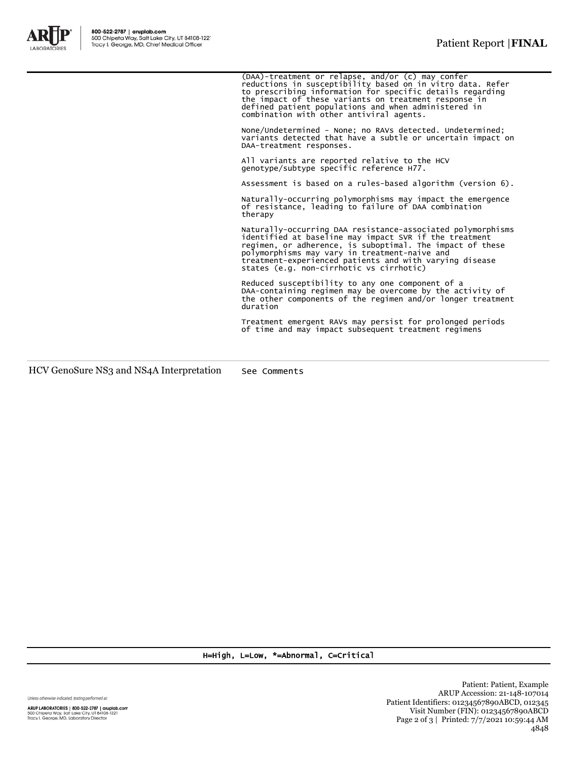(DAA)-treatment or relapse, and/or (c) may confer reductions in susceptibility based on in vitro data. Refer to prescribing information for specific details regarding the impact of these variants on treatment response in defined patient populations and when administered in combination with other antiviral agents.

None/Undetermined - None; no RAVs detected. Undetermined; variants detected that have a subtle or uncertain impact on DAA-treatment responses.

All variants are reported relative to the HCV genotype/subtype specific reference H77.

Assessment is based on a rules-based algorithm (version 6).

Naturally-occurring polymorphisms may impact the emergence of resistance, leading to failure of DAA combination therapy

Naturally-occurring DAA resistance-associated polymorphisms identified at baseline may impact SVR if the treatment regimen, or adherence, is suboptimal. The impact of these polymorphisms may vary in treatment-naive and treatment-experienced patients and with varying disease states (e.g. non-cirrhotic vs cirrhotic)

Reduced susceptibility to any one component of a DAA-containing regimen may be overcome by the activity of the other components of the regimen and/or longer treatment duration

Treatment emergent RAVs may persist for prolonged periods of time and may impact subsequent treatment regimens

| | |
|---|---|
| HCV GenoSure NS3 and NS4A Interpretation | See Comments |

H=High, L=Low, *=Abnormal, C=Critical

Unless otherwise indicated, testing performed at:

ARUP LABORATORIES | 800-522-2787 | aruplab.com
500 Chipeta Way, Salt Lake City, UT 84108-1221
Tracy I. George, MD, Laboratory Director

Patient: Patient, Example
ARUP Accession: 21-148-107014
Patient Identifiers: 01234567890ABCD, 012345
Visit Number (FIN): 01234567890ABCD
Printed: 7/7/2021 10:59:44 AM
4848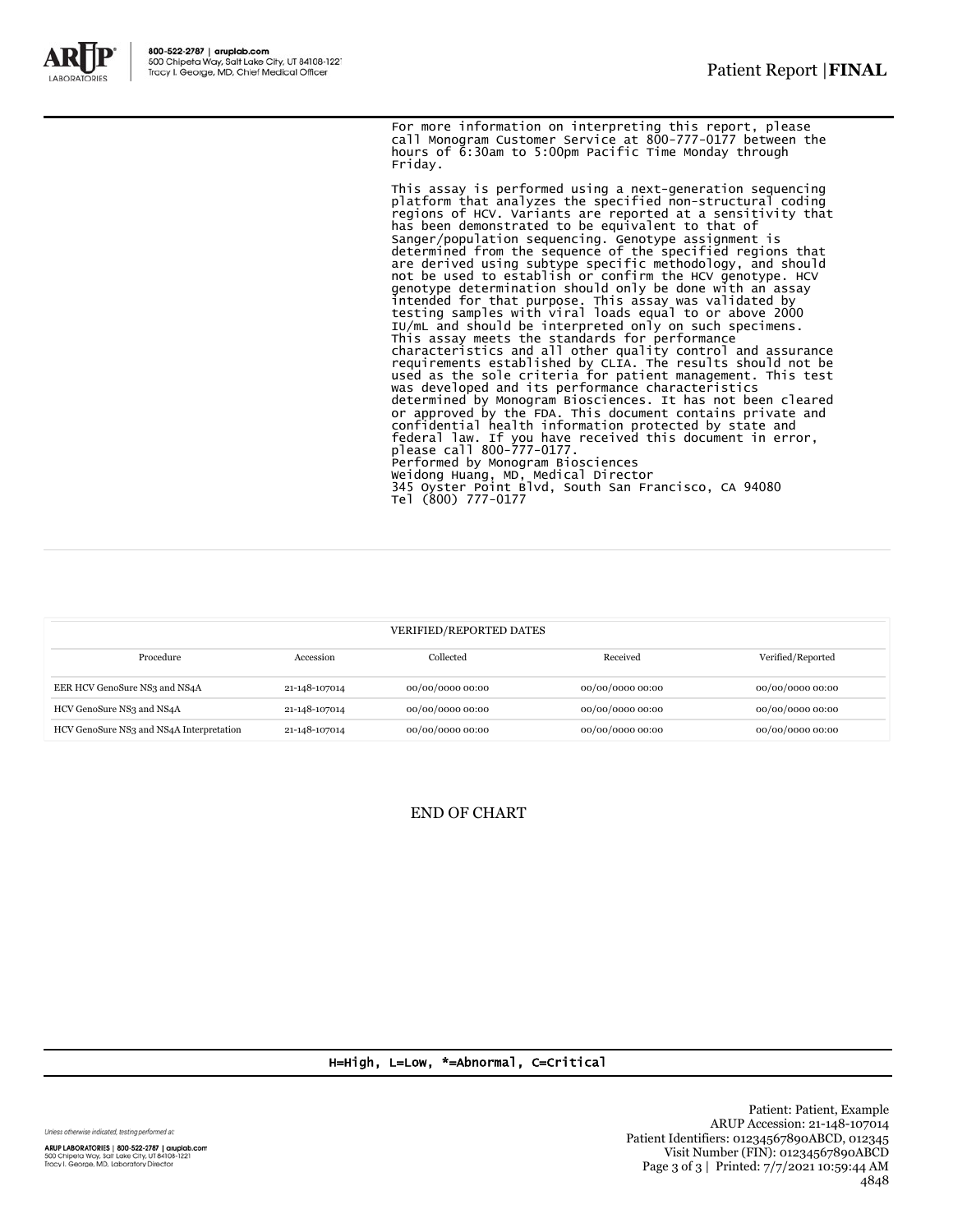For more information on interpreting this report, please call Monogram Customer Service at 800-777-0177 between the hours of 6:30am to 5:00pm Pacific Time Monday through Friday.

This assay is performed using a next-generation sequencing platform that analyzes the specified non-structural coding regions of HCV. Variants are reported at a sensitivity that has been demonstrated to be equivalent to that of Sanger/population sequencing. Genotype assignment is determined from the sequence of the specified regions that are derived using subtype specific methodology, and should not be used to establish or confirm the HCV genotype. HCV genotype determination should only be done with an assay intended for that purpose. This assay was validated by testing samples with viral loads equal to or above 2000 IU/mL and should be interpreted only on such specimens. This assay meets the standards for performance characteristics and all other quality control and assurance requirements established by CLIA. The results should not be used as the sole criteria for patient management. This test was developed and its performance characteristics determined by Monogram Biosciences. It has not been cleared or approved by the FDA. This document contains private and confidential health information protected by state and federal law. If you have received this document in error, please call 800-777-0177.
Performed by Monogram Biosciences
Weidong Huang, MD, Medical Director
345 Oyster Point Blvd, South San Francisco, CA 94080
Tel (800) 777-0177

VERIFIED/REPORTED DATES

| Procedure | Accession | Collected | Received | Verified/Reported |
|---|---|---|---|---|
| EER HCV GenoSure NS3 and NS4A | 21-148-107014 | 00/00/0000 00:00 | 00/00/0000 00:00 | 00/00/0000 00:00 |
| HCV GenoSure NS3 and NS4A | 21-148-107014 | 00/00/0000 00:00 | 00/00/0000 00:00 | 00/00/0000 00:00 |
| HCV GenoSure NS3 and NS4A Interpretation | 21-148-107014 | 00/00/0000 00:00 | 00/00/0000 00:00 | 00/00/0000 00:00 |

END OF CHART

H=High, L=Low, *=Abnormal, C=Critical